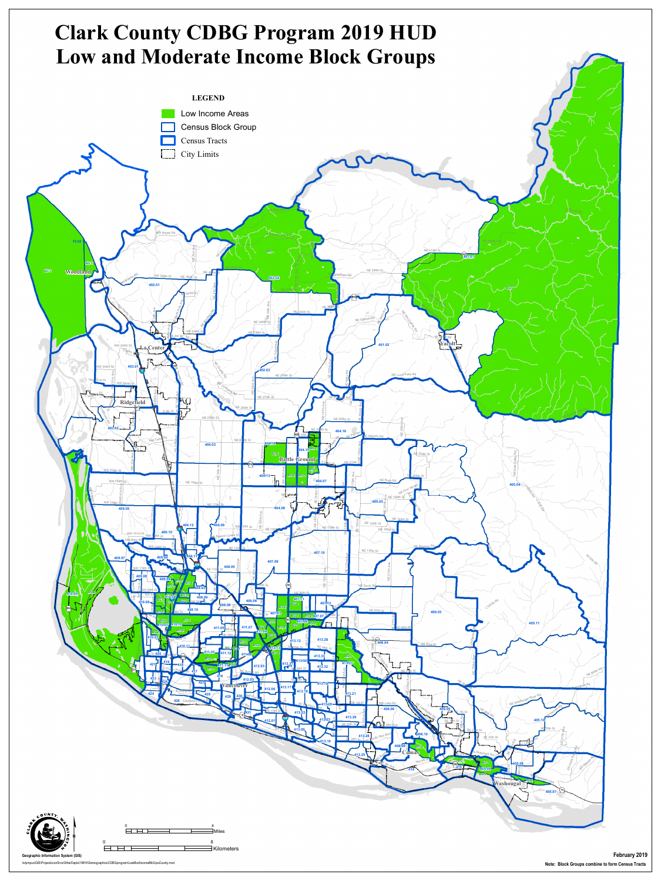# Clark County CDBG Program 2019 HUD Low and Moderate Income Block Groups

**LEGEND**

- Low Income Areas
- Census Block Group
- Census Tracts
- City Limits

Geographic Information System (GIS)

February 2019

Note: Block Groups combine to form Census Tracts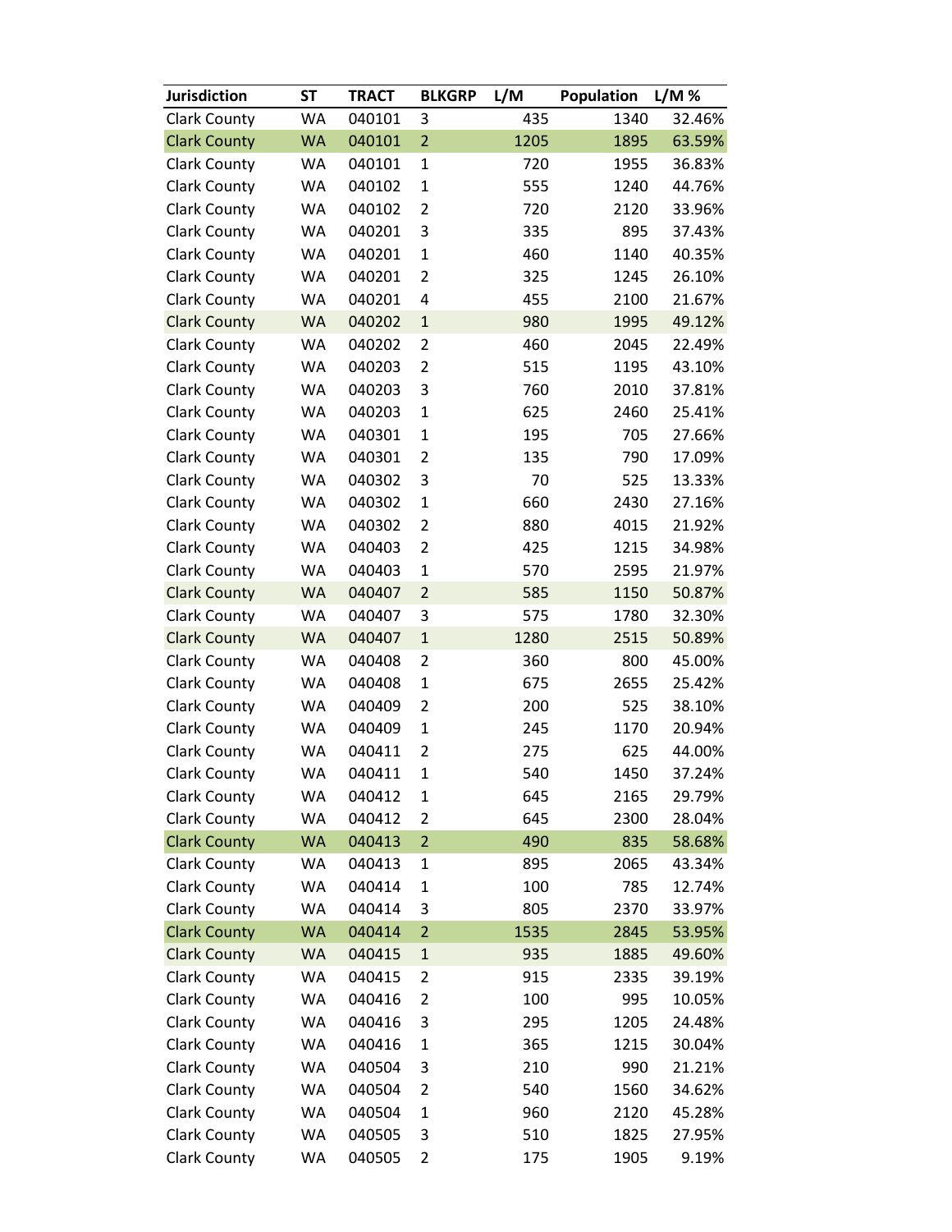| Jurisdiction | ST | TRACT | BLKGRP | L/M | Population | L/M % |
|---|---|---|---|---|---|---|
| Clark County | WA | 040101 | 3 | 435 | 1340 | 32.46% |
| Clark County | WA | 040101 | 2 | 1205 | 1895 | 63.59% |
| Clark County | WA | 040101 | 1 | 720 | 1955 | 36.83% |
| Clark County | WA | 040102 | 1 | 555 | 1240 | 44.76% |
| Clark County | WA | 040102 | 2 | 720 | 2120 | 33.96% |
| Clark County | WA | 040201 | 3 | 335 | 895 | 37.43% |
| Clark County | WA | 040201 | 1 | 460 | 1140 | 40.35% |
| Clark County | WA | 040201 | 2 | 325 | 1245 | 26.10% |
| Clark County | WA | 040201 | 4 | 455 | 2100 | 21.67% |
| Clark County | WA | 040202 | 1 | 980 | 1995 | 49.12% |
| Clark County | WA | 040202 | 2 | 460 | 2045 | 22.49% |
| Clark County | WA | 040203 | 2 | 515 | 1195 | 43.10% |
| Clark County | WA | 040203 | 3 | 760 | 2010 | 37.81% |
| Clark County | WA | 040203 | 1 | 625 | 2460 | 25.41% |
| Clark County | WA | 040301 | 1 | 195 | 705 | 27.66% |
| Clark County | WA | 040301 | 2 | 135 | 790 | 17.09% |
| Clark County | WA | 040302 | 3 | 70 | 525 | 13.33% |
| Clark County | WA | 040302 | 1 | 660 | 2430 | 27.16% |
| Clark County | WA | 040302 | 2 | 880 | 4015 | 21.92% |
| Clark County | WA | 040403 | 2 | 425 | 1215 | 34.98% |
| Clark County | WA | 040403 | 1 | 570 | 2595 | 21.97% |
| Clark County | WA | 040407 | 2 | 585 | 1150 | 50.87% |
| Clark County | WA | 040407 | 3 | 575 | 1780 | 32.30% |
| Clark County | WA | 040407 | 1 | 1280 | 2515 | 50.89% |
| Clark County | WA | 040408 | 2 | 360 | 800 | 45.00% |
| Clark County | WA | 040408 | 1 | 675 | 2655 | 25.42% |
| Clark County | WA | 040409 | 2 | 200 | 525 | 38.10% |
| Clark County | WA | 040409 | 1 | 245 | 1170 | 20.94% |
| Clark County | WA | 040411 | 2 | 275 | 625 | 44.00% |
| Clark County | WA | 040411 | 1 | 540 | 1450 | 37.24% |
| Clark County | WA | 040412 | 1 | 645 | 2165 | 29.79% |
| Clark County | WA | 040412 | 2 | 645 | 2300 | 28.04% |
| Clark County | WA | 040413 | 2 | 490 | 835 | 58.68% |
| Clark County | WA | 040413 | 1 | 895 | 2065 | 43.34% |
| Clark County | WA | 040414 | 1 | 100 | 785 | 12.74% |
| Clark County | WA | 040414 | 3 | 805 | 2370 | 33.97% |
| Clark County | WA | 040414 | 2 | 1535 | 2845 | 53.95% |
| Clark County | WA | 040415 | 1 | 935 | 1885 | 49.60% |
| Clark County | WA | 040415 | 2 | 915 | 2335 | 39.19% |
| Clark County | WA | 040416 | 2 | 100 | 995 | 10.05% |
| Clark County | WA | 040416 | 3 | 295 | 1205 | 24.48% |
| Clark County | WA | 040416 | 1 | 365 | 1215 | 30.04% |
| Clark County | WA | 040504 | 3 | 210 | 990 | 21.21% |
| Clark County | WA | 040504 | 2 | 540 | 1560 | 34.62% |
| Clark County | WA | 040504 | 1 | 960 | 2120 | 45.28% |
| Clark County | WA | 040505 | 3 | 510 | 1825 | 27.95% |
| Clark County | WA | 040505 | 2 | 175 | 1905 | 9.19% |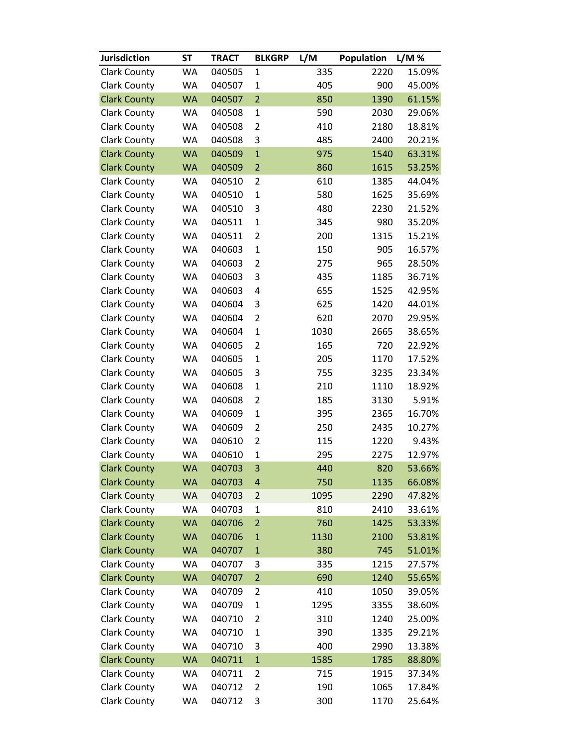| Jurisdiction | ST | TRACT | BLKGRP | L/M | Population | L/M % |
|---|---|---|---|---|---|---|
| Clark County | WA | 040505 | 1 | 335 | 2220 | 15.09% |
| Clark County | WA | 040507 | 1 | 405 | 900 | 45.00% |
| Clark County | WA | 040507 | 2 | 850 | 1390 | 61.15% |
| Clark County | WA | 040508 | 1 | 590 | 2030 | 29.06% |
| Clark County | WA | 040508 | 2 | 410 | 2180 | 18.81% |
| Clark County | WA | 040508 | 3 | 485 | 2400 | 20.21% |
| Clark County | WA | 040509 | 1 | 975 | 1540 | 63.31% |
| Clark County | WA | 040509 | 2 | 860 | 1615 | 53.25% |
| Clark County | WA | 040510 | 2 | 610 | 1385 | 44.04% |
| Clark County | WA | 040510 | 1 | 580 | 1625 | 35.69% |
| Clark County | WA | 040510 | 3 | 480 | 2230 | 21.52% |
| Clark County | WA | 040511 | 1 | 345 | 980 | 35.20% |
| Clark County | WA | 040511 | 2 | 200 | 1315 | 15.21% |
| Clark County | WA | 040603 | 1 | 150 | 905 | 16.57% |
| Clark County | WA | 040603 | 2 | 275 | 965 | 28.50% |
| Clark County | WA | 040603 | 3 | 435 | 1185 | 36.71% |
| Clark County | WA | 040603 | 4 | 655 | 1525 | 42.95% |
| Clark County | WA | 040604 | 3 | 625 | 1420 | 44.01% |
| Clark County | WA | 040604 | 2 | 620 | 2070 | 29.95% |
| Clark County | WA | 040604 | 1 | 1030 | 2665 | 38.65% |
| Clark County | WA | 040605 | 2 | 165 | 720 | 22.92% |
| Clark County | WA | 040605 | 1 | 205 | 1170 | 17.52% |
| Clark County | WA | 040605 | 3 | 755 | 3235 | 23.34% |
| Clark County | WA | 040608 | 1 | 210 | 1110 | 18.92% |
| Clark County | WA | 040608 | 2 | 185 | 3130 | 5.91% |
| Clark County | WA | 040609 | 1 | 395 | 2365 | 16.70% |
| Clark County | WA | 040609 | 2 | 250 | 2435 | 10.27% |
| Clark County | WA | 040610 | 2 | 115 | 1220 | 9.43% |
| Clark County | WA | 040610 | 1 | 295 | 2275 | 12.97% |
| Clark County | WA | 040703 | 3 | 440 | 820 | 53.66% |
| Clark County | WA | 040703 | 4 | 750 | 1135 | 66.08% |
| Clark County | WA | 040703 | 2 | 1095 | 2290 | 47.82% |
| Clark County | WA | 040703 | 1 | 810 | 2410 | 33.61% |
| Clark County | WA | 040706 | 2 | 760 | 1425 | 53.33% |
| Clark County | WA | 040706 | 1 | 1130 | 2100 | 53.81% |
| Clark County | WA | 040707 | 1 | 380 | 745 | 51.01% |
| Clark County | WA | 040707 | 3 | 335 | 1215 | 27.57% |
| Clark County | WA | 040707 | 2 | 690 | 1240 | 55.65% |
| Clark County | WA | 040709 | 2 | 410 | 1050 | 39.05% |
| Clark County | WA | 040709 | 1 | 1295 | 3355 | 38.60% |
| Clark County | WA | 040710 | 2 | 310 | 1240 | 25.00% |
| Clark County | WA | 040710 | 1 | 390 | 1335 | 29.21% |
| Clark County | WA | 040710 | 3 | 400 | 2990 | 13.38% |
| Clark County | WA | 040711 | 1 | 1585 | 1785 | 88.80% |
| Clark County | WA | 040711 | 2 | 715 | 1915 | 37.34% |
| Clark County | WA | 040712 | 2 | 190 | 1065 | 17.84% |
| Clark County | WA | 040712 | 3 | 300 | 1170 | 25.64% |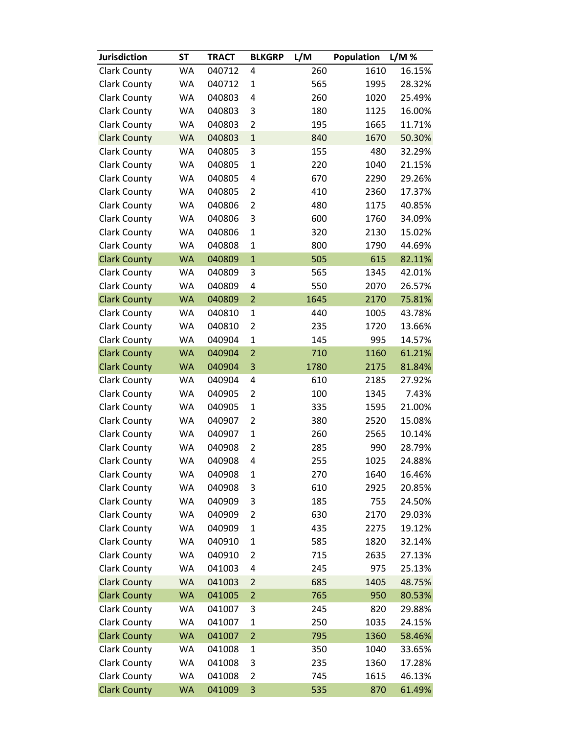| Jurisdiction | ST | TRACT | BLKGRP | L/M | Population | L/M % |
|---|---|---|---|---|---|---|
| Clark County | WA | 040712 | 4 | 260 | 1610 | 16.15% |
| Clark County | WA | 040712 | 1 | 565 | 1995 | 28.32% |
| Clark County | WA | 040803 | 4 | 260 | 1020 | 25.49% |
| Clark County | WA | 040803 | 3 | 180 | 1125 | 16.00% |
| Clark County | WA | 040803 | 2 | 195 | 1665 | 11.71% |
| Clark County | WA | 040803 | 1 | 840 | 1670 | 50.30% |
| Clark County | WA | 040805 | 3 | 155 | 480 | 32.29% |
| Clark County | WA | 040805 | 1 | 220 | 1040 | 21.15% |
| Clark County | WA | 040805 | 4 | 670 | 2290 | 29.26% |
| Clark County | WA | 040805 | 2 | 410 | 2360 | 17.37% |
| Clark County | WA | 040806 | 2 | 480 | 1175 | 40.85% |
| Clark County | WA | 040806 | 3 | 600 | 1760 | 34.09% |
| Clark County | WA | 040806 | 1 | 320 | 2130 | 15.02% |
| Clark County | WA | 040808 | 1 | 800 | 1790 | 44.69% |
| Clark County | WA | 040809 | 1 | 505 | 615 | 82.11% |
| Clark County | WA | 040809 | 3 | 565 | 1345 | 42.01% |
| Clark County | WA | 040809 | 4 | 550 | 2070 | 26.57% |
| Clark County | WA | 040809 | 2 | 1645 | 2170 | 75.81% |
| Clark County | WA | 040810 | 1 | 440 | 1005 | 43.78% |
| Clark County | WA | 040810 | 2 | 235 | 1720 | 13.66% |
| Clark County | WA | 040904 | 1 | 145 | 995 | 14.57% |
| Clark County | WA | 040904 | 2 | 710 | 1160 | 61.21% |
| Clark County | WA | 040904 | 3 | 1780 | 2175 | 81.84% |
| Clark County | WA | 040904 | 4 | 610 | 2185 | 27.92% |
| Clark County | WA | 040905 | 2 | 100 | 1345 | 7.43% |
| Clark County | WA | 040905 | 1 | 335 | 1595 | 21.00% |
| Clark County | WA | 040907 | 2 | 380 | 2520 | 15.08% |
| Clark County | WA | 040907 | 1 | 260 | 2565 | 10.14% |
| Clark County | WA | 040908 | 2 | 285 | 990 | 28.79% |
| Clark County | WA | 040908 | 4 | 255 | 1025 | 24.88% |
| Clark County | WA | 040908 | 1 | 270 | 1640 | 16.46% |
| Clark County | WA | 040908 | 3 | 610 | 2925 | 20.85% |
| Clark County | WA | 040909 | 3 | 185 | 755 | 24.50% |
| Clark County | WA | 040909 | 2 | 630 | 2170 | 29.03% |
| Clark County | WA | 040909 | 1 | 435 | 2275 | 19.12% |
| Clark County | WA | 040910 | 1 | 585 | 1820 | 32.14% |
| Clark County | WA | 040910 | 2 | 715 | 2635 | 27.13% |
| Clark County | WA | 041003 | 4 | 245 | 975 | 25.13% |
| Clark County | WA | 041003 | 2 | 685 | 1405 | 48.75% |
| Clark County | WA | 041005 | 2 | 765 | 950 | 80.53% |
| Clark County | WA | 041007 | 3 | 245 | 820 | 29.88% |
| Clark County | WA | 041007 | 1 | 250 | 1035 | 24.15% |
| Clark County | WA | 041007 | 2 | 795 | 1360 | 58.46% |
| Clark County | WA | 041008 | 1 | 350 | 1040 | 33.65% |
| Clark County | WA | 041008 | 3 | 235 | 1360 | 17.28% |
| Clark County | WA | 041008 | 2 | 745 | 1615 | 46.13% |
| Clark County | WA | 041009 | 3 | 535 | 870 | 61.49% |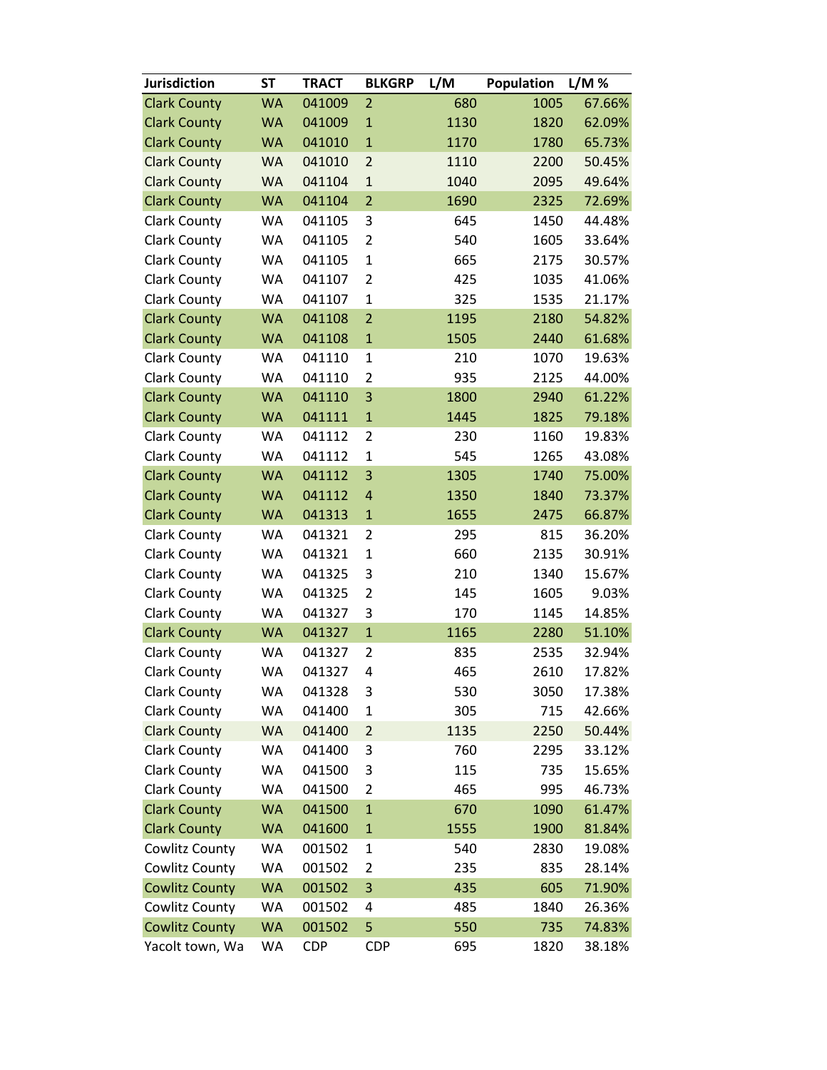| Jurisdiction | ST | TRACT | BLKGRP | L/M | Population | L/M % |
|---|---|---|---|---|---|---|
| Clark County | WA | 041009 | 2 | 680 | 1005 | 67.66% |
| Clark County | WA | 041009 | 1 | 1130 | 1820 | 62.09% |
| Clark County | WA | 041010 | 1 | 1170 | 1780 | 65.73% |
| Clark County | WA | 041010 | 2 | 1110 | 2200 | 50.45% |
| Clark County | WA | 041104 | 1 | 1040 | 2095 | 49.64% |
| Clark County | WA | 041104 | 2 | 1690 | 2325 | 72.69% |
| Clark County | WA | 041105 | 3 | 645 | 1450 | 44.48% |
| Clark County | WA | 041105 | 2 | 540 | 1605 | 33.64% |
| Clark County | WA | 041105 | 1 | 665 | 2175 | 30.57% |
| Clark County | WA | 041107 | 2 | 425 | 1035 | 41.06% |
| Clark County | WA | 041107 | 1 | 325 | 1535 | 21.17% |
| Clark County | WA | 041108 | 2 | 1195 | 2180 | 54.82% |
| Clark County | WA | 041108 | 1 | 1505 | 2440 | 61.68% |
| Clark County | WA | 041110 | 1 | 210 | 1070 | 19.63% |
| Clark County | WA | 041110 | 2 | 935 | 2125 | 44.00% |
| Clark County | WA | 041110 | 3 | 1800 | 2940 | 61.22% |
| Clark County | WA | 041111 | 1 | 1445 | 1825 | 79.18% |
| Clark County | WA | 041112 | 2 | 230 | 1160 | 19.83% |
| Clark County | WA | 041112 | 1 | 545 | 1265 | 43.08% |
| Clark County | WA | 041112 | 3 | 1305 | 1740 | 75.00% |
| Clark County | WA | 041112 | 4 | 1350 | 1840 | 73.37% |
| Clark County | WA | 041313 | 1 | 1655 | 2475 | 66.87% |
| Clark County | WA | 041321 | 2 | 295 | 815 | 36.20% |
| Clark County | WA | 041321 | 1 | 660 | 2135 | 30.91% |
| Clark County | WA | 041325 | 3 | 210 | 1340 | 15.67% |
| Clark County | WA | 041325 | 2 | 145 | 1605 | 9.03% |
| Clark County | WA | 041327 | 3 | 170 | 1145 | 14.85% |
| Clark County | WA | 041327 | 1 | 1165 | 2280 | 51.10% |
| Clark County | WA | 041327 | 2 | 835 | 2535 | 32.94% |
| Clark County | WA | 041327 | 4 | 465 | 2610 | 17.82% |
| Clark County | WA | 041328 | 3 | 530 | 3050 | 17.38% |
| Clark County | WA | 041400 | 1 | 305 | 715 | 42.66% |
| Clark County | WA | 041400 | 2 | 1135 | 2250 | 50.44% |
| Clark County | WA | 041400 | 3 | 760 | 2295 | 33.12% |
| Clark County | WA | 041500 | 3 | 115 | 735 | 15.65% |
| Clark County | WA | 041500 | 2 | 465 | 995 | 46.73% |
| Clark County | WA | 041500 | 1 | 670 | 1090 | 61.47% |
| Clark County | WA | 041600 | 1 | 1555 | 1900 | 81.84% |
| Cowlitz County | WA | 001502 | 1 | 540 | 2830 | 19.08% |
| Cowlitz County | WA | 001502 | 2 | 235 | 835 | 28.14% |
| Cowlitz County | WA | 001502 | 3 | 435 | 605 | 71.90% |
| Cowlitz County | WA | 001502 | 4 | 485 | 1840 | 26.36% |
| Cowlitz County | WA | 001502 | 5 | 550 | 735 | 74.83% |
| Yacolt town, Wa | WA | CDP | CDP | 695 | 1820 | 38.18% |